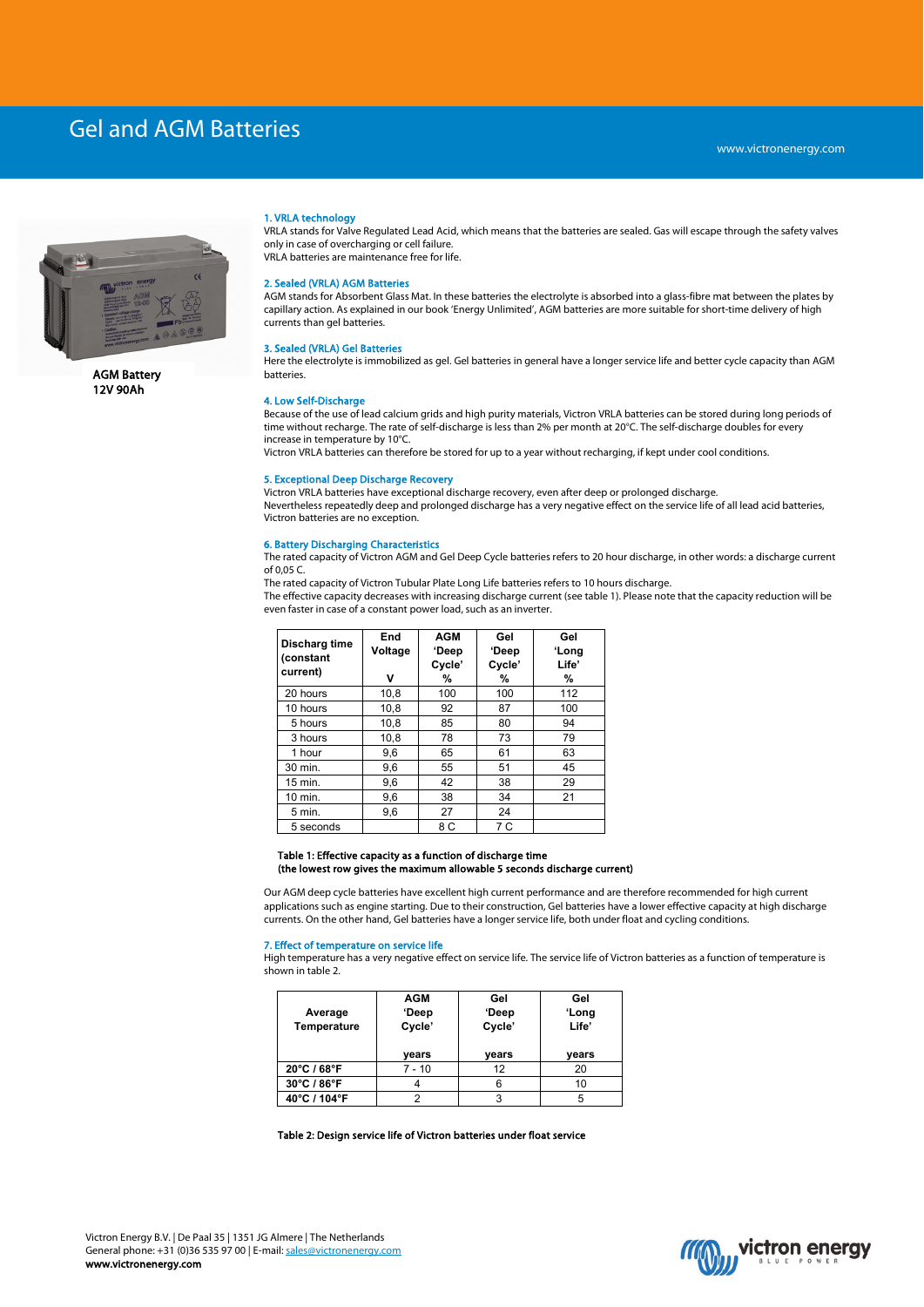# Gel and AGM Batteries

www.victronenergy.com

**AGM Battery**
**12V 90Ah**

### 1. VRLA technology

VRLA stands for Valve Regulated Lead Acid, which means that the batteries are sealed. Gas will escape through the safety valves only in case of overcharging or cell failure.
VRLA batteries are maintenance free for life.

### 2. Sealed (VRLA) AGM Batteries

AGM stands for Absorbent Glass Mat. In these batteries the electrolyte is absorbed into a glass-fibre mat between the plates by capillary action. As explained in our book 'Energy Unlimited', AGM batteries are more suitable for short-time delivery of high currents than gel batteries.

### 3. Sealed (VRLA) Gel Batteries

Here the electrolyte is immobilized as gel. Gel batteries in general have a longer service life and better cycle capacity than AGM batteries.

### 4. Low Self-Discharge

Because of the use of lead calcium grids and high purity materials, Victron VRLA batteries can be stored during long periods of time without recharge. The rate of self-discharge is less than 2% per month at 20°C. The self-discharge doubles for every increase in temperature by 10°C.
Victron VRLA batteries can therefore be stored for up to a year without recharging, if kept under cool conditions.

### 5. Exceptional Deep Discharge Recovery

Victron VRLA batteries have exceptional discharge recovery, even after deep or prolonged discharge.
Nevertheless repeatedly deep and prolonged discharge has a very negative effect on the service life of all lead acid batteries, Victron batteries are no exception.

### 6. Battery Discharging Characteristics

The rated capacity of Victron AGM and Gel Deep Cycle batteries refers to 20 hour discharge, in other words: a discharge current of 0,05 C.
The rated capacity of Victron Tubular Plate Long Life batteries refers to 10 hours discharge.
The effective capacity decreases with increasing discharge current (see table 1). Please note that the capacity reduction will be even faster in case of a constant power load, such as an inverter.

| Discharg time (constant current) | End Voltage V | AGM 'Deep Cycle' % | Gel 'Deep Cycle' % | Gel 'Long Life' % |
|---|---|---|---|---|
| 20 hours | 10,8 | 100 | 100 | 112 |
| 10 hours | 10,8 | 92 | 87 | 100 |
| 5 hours | 10,8 | 85 | 80 | 94 |
| 3 hours | 10,8 | 78 | 73 | 79 |
| 1 hour | 9,6 | 65 | 61 | 63 |
| 30 min. | 9,6 | 55 | 51 | 45 |
| 15 min. | 9,6 | 42 | 38 | 29 |
| 10 min. | 9,6 | 38 | 34 | 21 |
| 5 min. | 9,6 | 27 | 24 | |
| 5 seconds | | 8 C | 7 C | |

**Table 1: Effective capacity as a function of discharge time**
**(the lowest row gives the maximum allowable 5 seconds discharge current)**

Our AGM deep cycle batteries have excellent high current performance and are therefore recommended for high current applications such as engine starting. Due to their construction, Gel batteries have a lower effective capacity at high discharge currents. On the other hand, Gel batteries have a longer service life, both under float and cycling conditions.

### 7. Effect of temperature on service life

High temperature has a very negative effect on service life. The service life of Victron batteries as a function of temperature is shown in table 2.

| Average Temperature | AGM 'Deep Cycle' years | Gel 'Deep Cycle' years | Gel 'Long Life' years |
|---|---|---|---|
| **20°C / 68°F** | 7 - 10 | 12 | 20 |
| **30°C / 86°F** | 4 | 6 | 10 |
| **40°C / 104°F** | 2 | 3 | 5 |

**Table 2: Design service life of Victron batteries under float service**

Victron Energy B.V. | De Paal 35 | 1351 JG Almere | The Netherlands
General phone: +31 (0)36 535 97 00 | E-mail: sales@victronenergy.com
**www.victronenergy.com**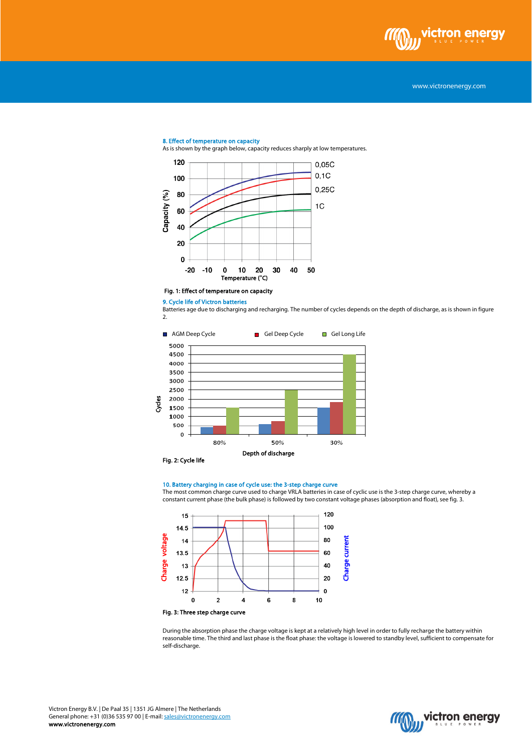### 8. Effect of temperature on capacity

As is shown by the graph below, capacity reduces sharply at low temperatures.

Capacity (%)
120
100
80
60
40
20
0
-20 -10 0 10 20 30 40 50
Temperature (˚C)
0,05C
0,1C
0,25C
1C

Fig. 1: Effect of temperature on capacity

### 9. Cycle life of Victron batteries

Batteries age due to discharging and recharging. The number of cycles depends on the depth of discharge, as is shown in figure 2.

AGM Deep Cycle
Gel Deep Cycle
Gel Long Life
Cycles
5000
4500
4000
3500
3000
2500
2000
1500
1000
500
0
80%
50%
30%
Depth of discharge

Fig. 2: Cycle life

### 10. Battery charging in case of cycle use: the 3-step charge curve

The most common charge curve used to charge VRLA batteries in case of cyclic use is the 3-step charge curve, whereby a constant current phase (the bulk phase) is followed by two constant voltage phases (absorption and float), see fig. 3.

Charge voltage
15
14.5
14
13.5
13
12.5
12
0 2 4 6 8 10
Charge current
120
100
80
60
40
20
0

Fig. 3: Three step charge curve

During the absorption phase the charge voltage is kept at a relatively high level in order to fully recharge the battery within reasonable time. The third and last phase is the float phase: the voltage is lowered to standby level, sufficient to compensate for self-discharge.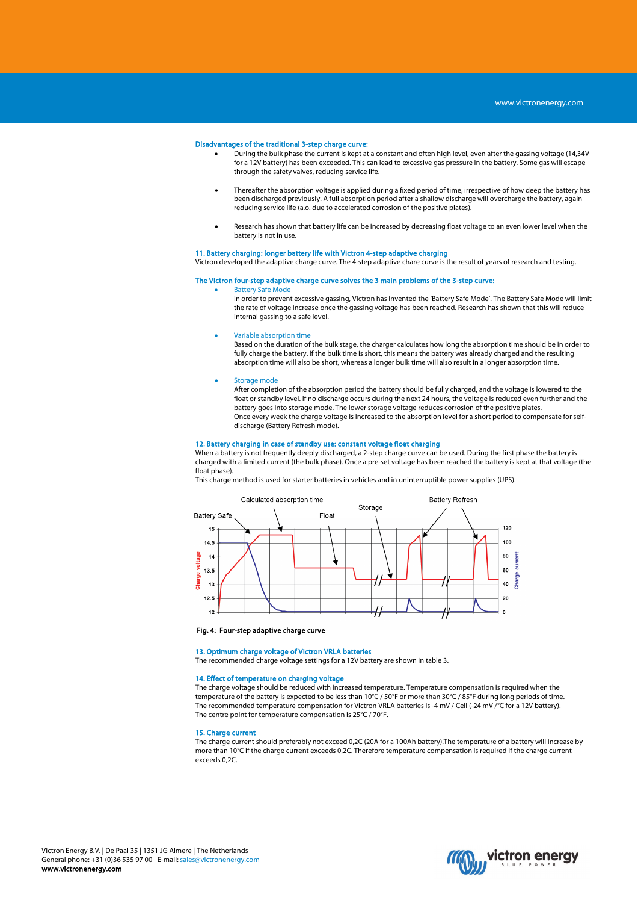### Disadvantages of the traditional 3-step charge curve:

- During the bulk phase the current is kept at a constant and often high level, even after the gassing voltage (14,34V for a 12V battery) has been exceeded. This can lead to excessive gas pressure in the battery. Some gas will escape through the safety valves, reducing service life.
- Thereafter the absorption voltage is applied during a fixed period of time, irrespective of how deep the battery has been discharged previously. A full absorption period after a shallow discharge will overcharge the battery, again reducing service life (a.o. due to accelerated corrosion of the positive plates).
- Research has shown that battery life can be increased by decreasing float voltage to an even lower level when the battery is not in use.

### 11. Battery charging: longer battery life with Victron 4-step adaptive charging

Victron developed the adaptive charge curve. The 4-step adaptive chare curve is the result of years of research and testing.

### The Victron four-step adaptive charge curve solves the 3 main problems of the 3-step curve:

- Battery Safe Mode
  In order to prevent excessive gassing, Victron has invented the 'Battery Safe Mode'. The Battery Safe Mode will limit the rate of voltage increase once the gassing voltage has been reached. Research has shown that this will reduce internal gassing to a safe level.
- Variable absorption time
  Based on the duration of the bulk stage, the charger calculates how long the absorption time should be in order to fully charge the battery. If the bulk time is short, this means the battery was already charged and the resulting absorption time will also be short, whereas a longer bulk time will also result in a longer absorption time.
- Storage mode
  After completion of the absorption period the battery should be fully charged, and the voltage is lowered to the float or standby level. If no discharge occurs during the next 24 hours, the voltage is reduced even further and the battery goes into storage mode. The lower storage voltage reduces corrosion of the positive plates.
  Once every week the charge voltage is increased to the absorption level for a short period to compensate for self-discharge (Battery Refresh mode).

### 12. Battery charging in case of standby use: constant voltage float charging

When a battery is not frequently deeply discharged, a 2-step charge curve can be used. During the first phase the battery is charged with a limited current (the bulk phase). Once a pre-set voltage has been reached the battery is kept at that voltage (the float phase).
This charge method is used for starter batteries in vehicles and in uninterruptible power supplies (UPS).

Calculated absorption time
Battery Safe
Float
Storage
Battery Refresh
Charge voltage
15
14.5
14
13.5
13
12.5
12
Charge current
120
100
80
60
40
20
0

**Fig. 4: Four-step adaptive charge curve**

### 13. Optimum charge voltage of Victron VRLA batteries

The recommended charge voltage settings for a 12V battery are shown in table 3.

### 14. Effect of temperature on charging voltage

The charge voltage should be reduced with increased temperature. Temperature compensation is required when the temperature of the battery is expected to be less than 10°C / 50°F or more than 30°C / 85°F during long periods of time.
The recommended temperature compensation for Victron VRLA batteries is -4 mV / Cell (-24 mV /°C for a 12V battery).
The centre point for temperature compensation is 25°C / 70°F.

### 15. Charge current

The charge current should preferably not exceed 0,2C (20A for a 100Ah battery).The temperature of a battery will increase by more than 10°C if the charge current exceeds 0,2C. Therefore temperature compensation is required if the charge current exceeds 0,2C.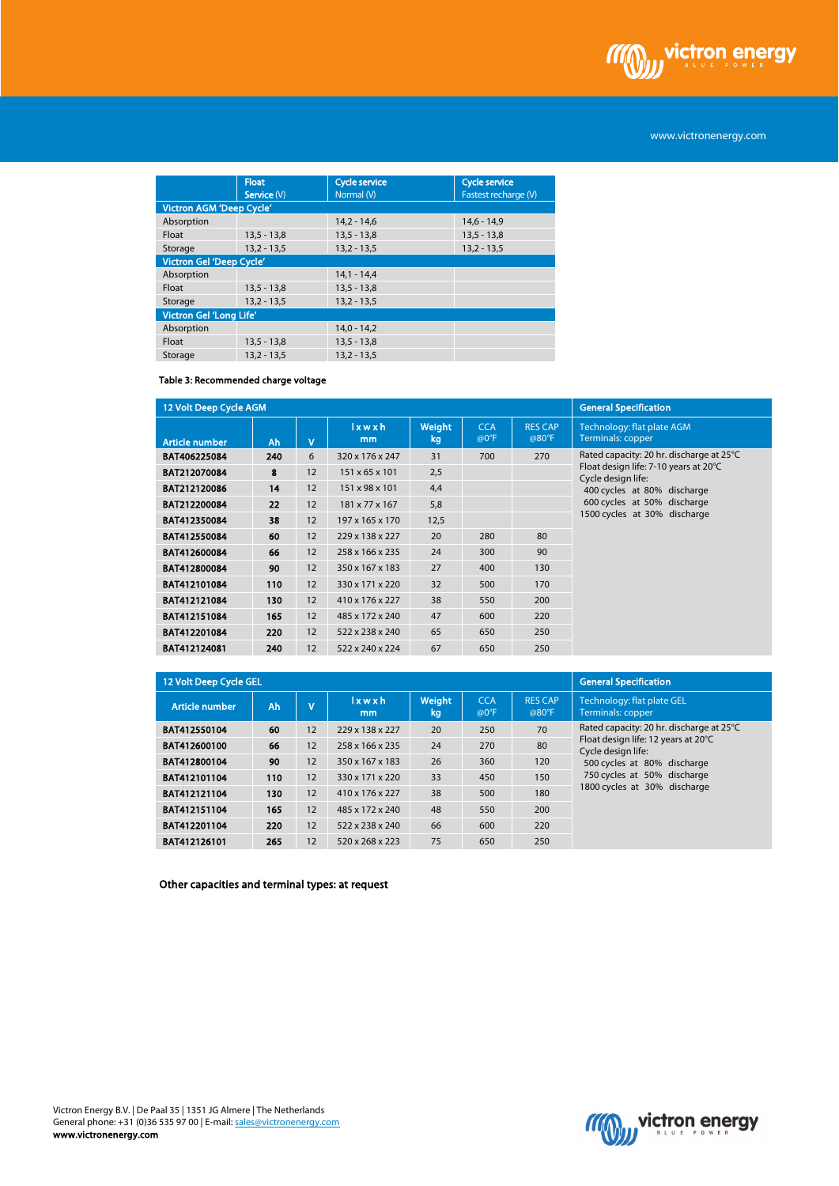| | Float Service (V) | Cycle service Normal (V) | Cycle service Fastest recharge (V) |
|---|---|---|---|
| **Victron AGM 'Deep Cycle'** | | | |
| Absorption | | 14,2 - 14,6 | 14,6 - 14,9 |
| Float | 13,5 - 13,8 | 13,5 - 13,8 | 13,5 - 13,8 |
| Storage | 13,2 - 13,5 | 13,2 - 13,5 | 13,2 - 13,5 |
| **Victron Gel 'Deep Cycle'** | | | |
| Absorption | | 14,1 - 14,4 | |
| Float | 13,5 - 13,8 | 13,5 - 13,8 | |
| Storage | 13,2 - 13,5 | 13,2 - 13,5 | |
| **Victron Gel 'Long Life'** | | | |
| Absorption | | 14,0 - 14,2 | |
| Float | 13,5 - 13,8 | 13,5 - 13,8 | |
| Storage | 13,2 - 13,5 | 13,2 - 13,5 | |

**Table 3: Recommended charge voltage**

| 12 Volt Deep Cycle AGM | | | | | | |
|---|---|---|---|---|---|---|
| **Article number** | **Ah** | **V** | **l x w x h mm** | **Weight kg** | CCA @0°F | RES CAP @80°F |
| **BAT406225084** | **240** | 6 | 320 x 176 x 247 | 31 | 700 | 270 |
| **BAT212070084** | **8** | 12 | 151 x 65 x 101 | 2,5 | | |
| **BAT212120086** | **14** | 12 | 151 x 98 x 101 | 4,4 | | |
| **BAT212200084** | **22** | 12 | 181 x 77 x 167 | 5,8 | | |
| **BAT412350084** | **38** | 12 | 197 x 165 x 170 | 12,5 | | |
| **BAT412550084** | **60** | 12 | 229 x 138 x 227 | 20 | 280 | 80 |
| **BAT412600084** | **66** | 12 | 258 x 166 x 235 | 24 | 300 | 90 |
| **BAT412800084** | **90** | 12 | 350 x 167 x 183 | 27 | 400 | 130 |
| **BAT412101084** | **110** | 12 | 330 x 171 x 220 | 32 | 500 | 170 |
| **BAT412121084** | **130** | 12 | 410 x 176 x 227 | 38 | 550 | 200 |
| **BAT412151084** | **165** | 12 | 485 x 172 x 240 | 47 | 600 | 220 |
| **BAT412201084** | **220** | 12 | 522 x 238 x 240 | 65 | 650 | 250 |
| **BAT412124081** | **240** | 12 | 522 x 240 x 224 | 67 | 650 | 250 |

**General Specification**

Technology: flat plate AGM
Terminals: copper

Rated capacity: 20 hr. discharge at 25°C
Float design life: 7-10 years at 20°C
Cycle design life:
400 cycles at 80% discharge
600 cycles at 50% discharge
1500 cycles at 30% discharge

| 12 Volt Deep Cycle GEL | | | | | | |
|---|---|---|---|---|---|---|
| **Article number** | **Ah** | **V** | **l x w x h mm** | **Weight kg** | CCA @0°F | RES CAP @80°F |
| **BAT412550104** | **60** | 12 | 229 x 138 x 227 | 20 | 250 | 70 |
| **BAT412600100** | **66** | 12 | 258 x 166 x 235 | 24 | 270 | 80 |
| **BAT412800104** | **90** | 12 | 350 x 167 x 183 | 26 | 360 | 120 |
| **BAT412101104** | **110** | 12 | 330 x 171 x 220 | 33 | 450 | 150 |
| **BAT412121104** | **130** | 12 | 410 x 176 x 227 | 38 | 500 | 180 |
| **BAT412151104** | **165** | 12 | 485 x 172 x 240 | 48 | 550 | 200 |
| **BAT412201104** | **220** | 12 | 522 x 238 x 240 | 66 | 600 | 220 |
| **BAT412126101** | **265** | 12 | 520 x 268 x 223 | 75 | 650 | 250 |

**General Specification**

Technology: flat plate GEL
Terminals: copper

Rated capacity: 20 hr. discharge at 25°C
Float design life: 12 years at 20°C
Cycle design life:
500 cycles at 80% discharge
750 cycles at 50% discharge
1800 cycles at 30% discharge

**Other capacities and terminal types: at request**

Victron Energy B.V. | De Paal 35 | 1351 JG Almere | The Netherlands
General phone: +31 (0)36 535 97 00 | E-mail: sales@victronenergy.com
**www.victronenergy.com**